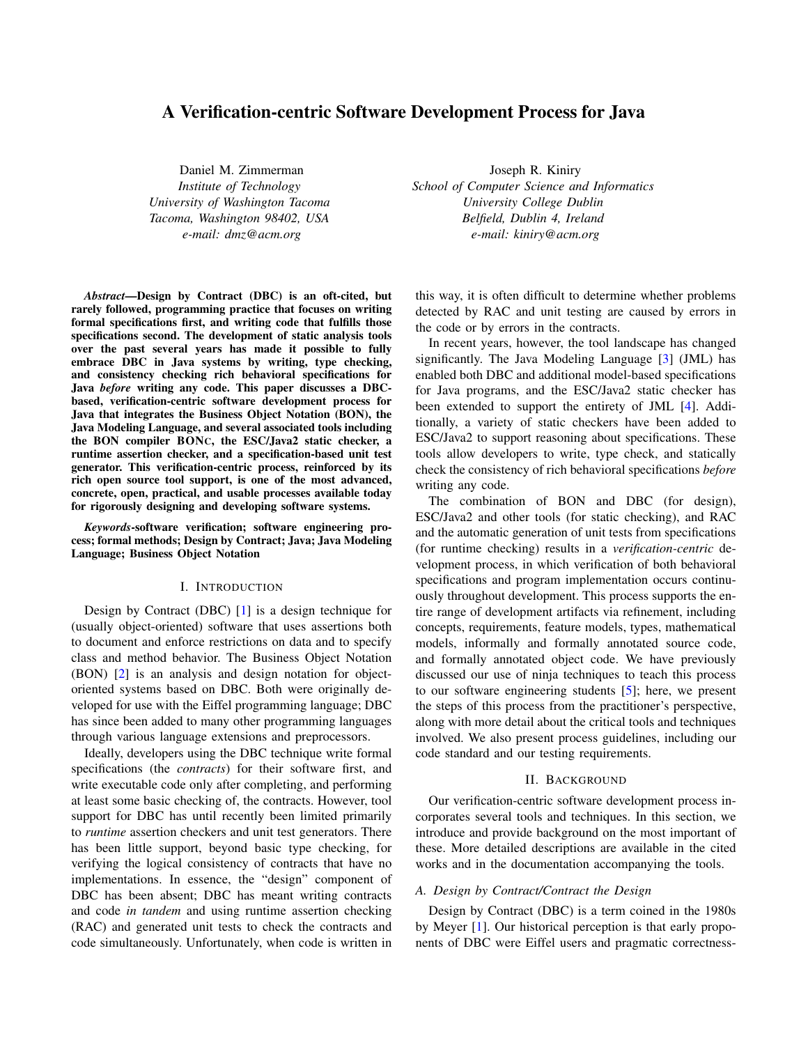# A Verification-centric Software Development Process for Java

Daniel M. Zimmerman
*Institute of Technology*
*University of Washington Tacoma*
*Tacoma, Washington 98402, USA*
*e-mail: dmz@acm.org*

Joseph R. Kiniry
*School of Computer Science and Informatics*
*University College Dublin*
*Belfield, Dublin 4, Ireland*
*e-mail: kiniry@acm.org*

***Abstract*—Design by Contract (DBC) is an oft-cited, but rarely followed, programming practice that focuses on writing formal specifications first, and writing code that fulfills those specifications second. The development of static analysis tools over the past several years has made it possible to fully embrace DBC in Java systems by writing, type checking, and consistency checking rich behavioral specifications for Java *before* writing any code. This paper discusses a DBC-based, verification-centric software development process for Java that integrates the Business Object Notation (BON), the Java Modeling Language, and several associated tools including the BON compiler BONc, the ESC/Java2 static checker, a runtime assertion checker, and a specification-based unit test generator. This verification-centric process, reinforced by its rich open source tool support, is one of the most advanced, concrete, open, practical, and usable processes available today for rigorously designing and developing software systems.**

***Keywords*-software verification; software engineering process; formal methods; Design by Contract; Java; Java Modeling Language; Business Object Notation**

## I. Introduction

Design by Contract (DBC) [1] is a design technique for (usually object-oriented) software that uses assertions both to document and enforce restrictions on data and to specify class and method behavior. The Business Object Notation (BON) [2] is an analysis and design notation for object-oriented systems based on DBC. Both were originally developed for use with the Eiffel programming language; DBC has since been added to many other programming languages through various language extensions and preprocessors.

Ideally, developers using the DBC technique write formal specifications (the *contracts*) for their software first, and write executable code only after completing, and performing at least some basic checking of, the contracts. However, tool support for DBC has until recently been limited primarily to *runtime* assertion checkers and unit test generators. There has been little support, beyond basic type checking, for verifying the logical consistency of contracts that have no implementations. In essence, the "design" component of DBC has been absent; DBC has meant writing contracts and code *in tandem* and using runtime assertion checking (RAC) and generated unit tests to check the contracts and code simultaneously. Unfortunately, when code is written in this way, it is often difficult to determine whether problems detected by RAC and unit testing are caused by errors in the code or by errors in the contracts.

In recent years, however, the tool landscape has changed significantly. The Java Modeling Language [3] (JML) has enabled both DBC and additional model-based specifications for Java programs, and the ESC/Java2 static checker has been extended to support the entirety of JML [4]. Additionally, a variety of static checkers have been added to ESC/Java2 to support reasoning about specifications. These tools allow developers to write, type check, and statically check the consistency of rich behavioral specifications *before* writing any code.

The combination of BON and DBC (for design), ESC/Java2 and other tools (for static checking), and RAC and the automatic generation of unit tests from specifications (for runtime checking) results in a *verification-centric* development process, in which verification of both behavioral specifications and program implementation occurs continuously throughout development. This process supports the entire range of development artifacts via refinement, including concepts, requirements, feature models, types, mathematical models, informally and formally annotated source code, and formally annotated object code. We have previously discussed our use of ninja techniques to teach this process to our software engineering students [5]; here, we present the steps of this process from the practitioner's perspective, along with more detail about the critical tools and techniques involved. We also present process guidelines, including our code standard and our testing requirements.

## II. Background

Our verification-centric software development process incorporates several tools and techniques. In this section, we introduce and provide background on the most important of these. More detailed descriptions are available in the cited works and in the documentation accompanying the tools.

### A. Design by Contract/Contract the Design

Design by Contract (DBC) is a term coined in the 1980s by Meyer [1]. Our historical perception is that early proponents of DBC were Eiffel users and pragmatic correctness-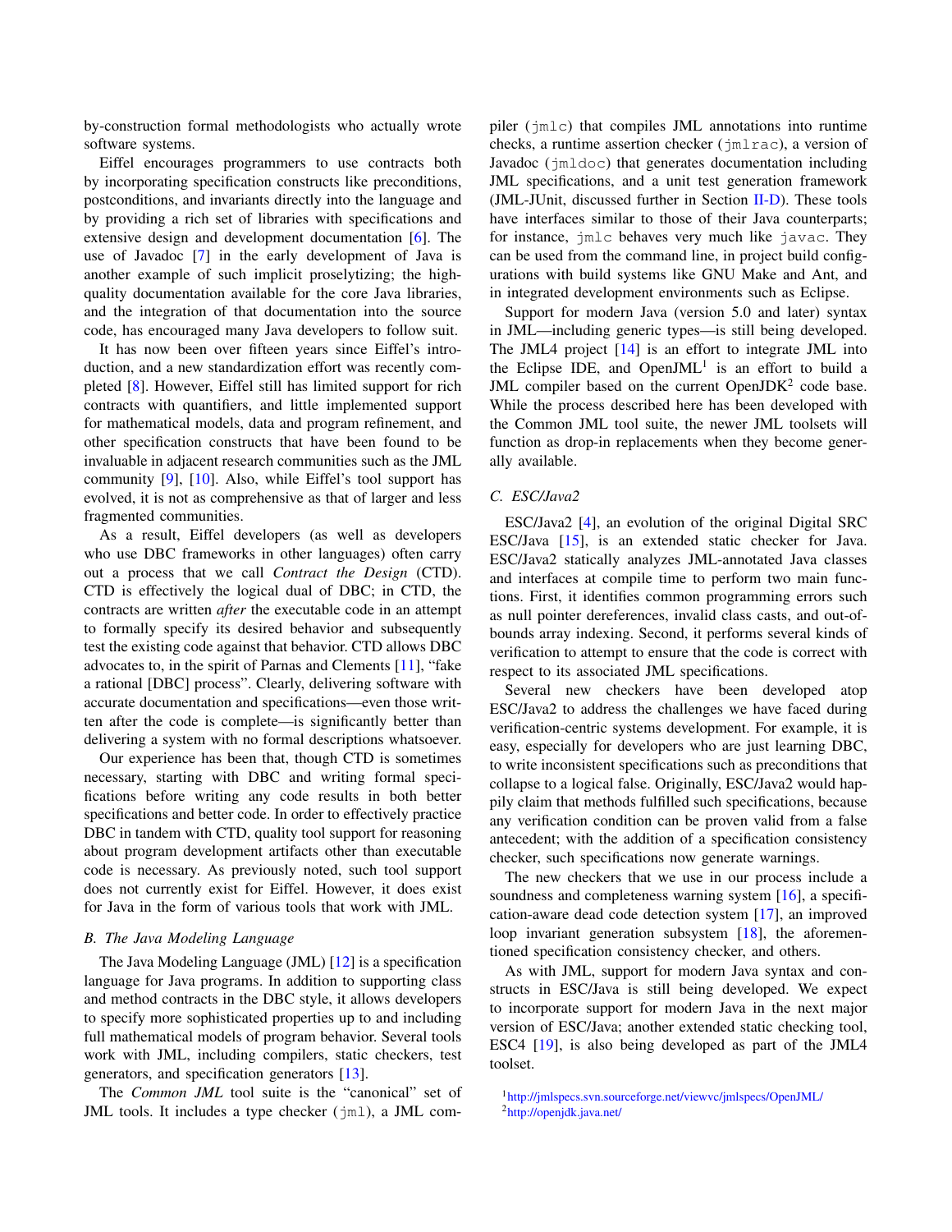by-construction formal methodologists who actually wrote software systems.

Eiffel encourages programmers to use contracts both by incorporating specification constructs like preconditions, postconditions, and invariants directly into the language and by providing a rich set of libraries with specifications and extensive design and development documentation [6]. The use of Javadoc [7] in the early development of Java is another example of such implicit proselytizing; the high-quality documentation available for the core Java libraries, and the integration of that documentation into the source code, has encouraged many Java developers to follow suit.

It has now been over fifteen years since Eiffel's introduction, and a new standardization effort was recently completed [8]. However, Eiffel still has limited support for rich contracts with quantifiers, and little implemented support for mathematical models, data and program refinement, and other specification constructs that have been found to be invaluable in adjacent research communities such as the JML community [9], [10]. Also, while Eiffel's tool support has evolved, it is not as comprehensive as that of larger and less fragmented communities.

As a result, Eiffel developers (as well as developers who use DBC frameworks in other languages) often carry out a process that we call *Contract the Design* (CTD). CTD is effectively the logical dual of DBC; in CTD, the contracts are written *after* the executable code in an attempt to formally specify its desired behavior and subsequently test the existing code against that behavior. CTD allows DBC advocates to, in the spirit of Parnas and Clements [11], "fake a rational [DBC] process". Clearly, delivering software with accurate documentation and specifications—even those written after the code is complete—is significantly better than delivering a system with no formal descriptions whatsoever.

Our experience has been that, though CTD is sometimes necessary, starting with DBC and writing formal specifications before writing any code results in both better specifications and better code. In order to effectively practice DBC in tandem with CTD, quality tool support for reasoning about program development artifacts other than executable code is necessary. As previously noted, such tool support does not currently exist for Eiffel. However, it does exist for Java in the form of various tools that work with JML.

### B. The Java Modeling Language

The Java Modeling Language (JML) [12] is a specification language for Java programs. In addition to supporting class and method contracts in the DBC style, it allows developers to specify more sophisticated properties up to and including full mathematical models of program behavior. Several tools work with JML, including compilers, static checkers, test generators, and specification generators [13].

The *Common JML* tool suite is the "canonical" set of JML tools. It includes a type checker (`jml`), a JML compiler (`jmlc`) that compiles JML annotations into runtime checks, a runtime assertion checker (`jmlrac`), a version of Javadoc (`jmldoc`) that generates documentation including JML specifications, and a unit test generation framework (JML-JUnit, discussed further in Section II-D). These tools have interfaces similar to those of their Java counterparts; for instance, `jmlc` behaves very much like `javac`. They can be used from the command line, in project build configurations with build systems like GNU Make and Ant, and in integrated development environments such as Eclipse.

Support for modern Java (version 5.0 and later) syntax in JML—including generic types—is still being developed. The JML4 project [14] is an effort to integrate JML into the Eclipse IDE, and OpenJML[1] is an effort to build a JML compiler based on the current OpenJDK[2] code base. While the process described here has been developed with the Common JML tool suite, the newer JML toolsets will function as drop-in replacements when they become generally available.

### C. ESC/Java2

ESC/Java2 [4], an evolution of the original Digital SRC ESC/Java [15], is an extended static checker for Java. ESC/Java2 statically analyzes JML-annotated Java classes and interfaces at compile time to perform two main functions. First, it identifies common programming errors such as null pointer dereferences, invalid class casts, and out-of-bounds array indexing. Second, it performs several kinds of verification to attempt to ensure that the code is correct with respect to its associated JML specifications.

Several new checkers have been developed atop ESC/Java2 to address the challenges we have faced during verification-centric systems development. For example, it is easy, especially for developers who are just learning DBC, to write inconsistent specifications such as preconditions that collapse to a logical false. Originally, ESC/Java2 would happily claim that methods fulfilled such specifications, because any verification condition can be proven valid from a false antecedent; with the addition of a specification consistency checker, such specifications now generate warnings.

The new checkers that we use in our process include a soundness and completeness warning system [16], a specification-aware dead code detection system [17], an improved loop invariant generation subsystem [18], the aforementioned specification consistency checker, and others.

As with JML, support for modern Java syntax and constructs in ESC/Java is still being developed. We expect to incorporate support for modern Java in the next major version of ESC/Java; another extended static checking tool, ESC4 [19], is also being developed as part of the JML4 toolset.

[1] http://jmlspecs.svn.sourceforge.net/viewvc/jmlspecs/OpenJML/

[2] http://openjdk.java.net/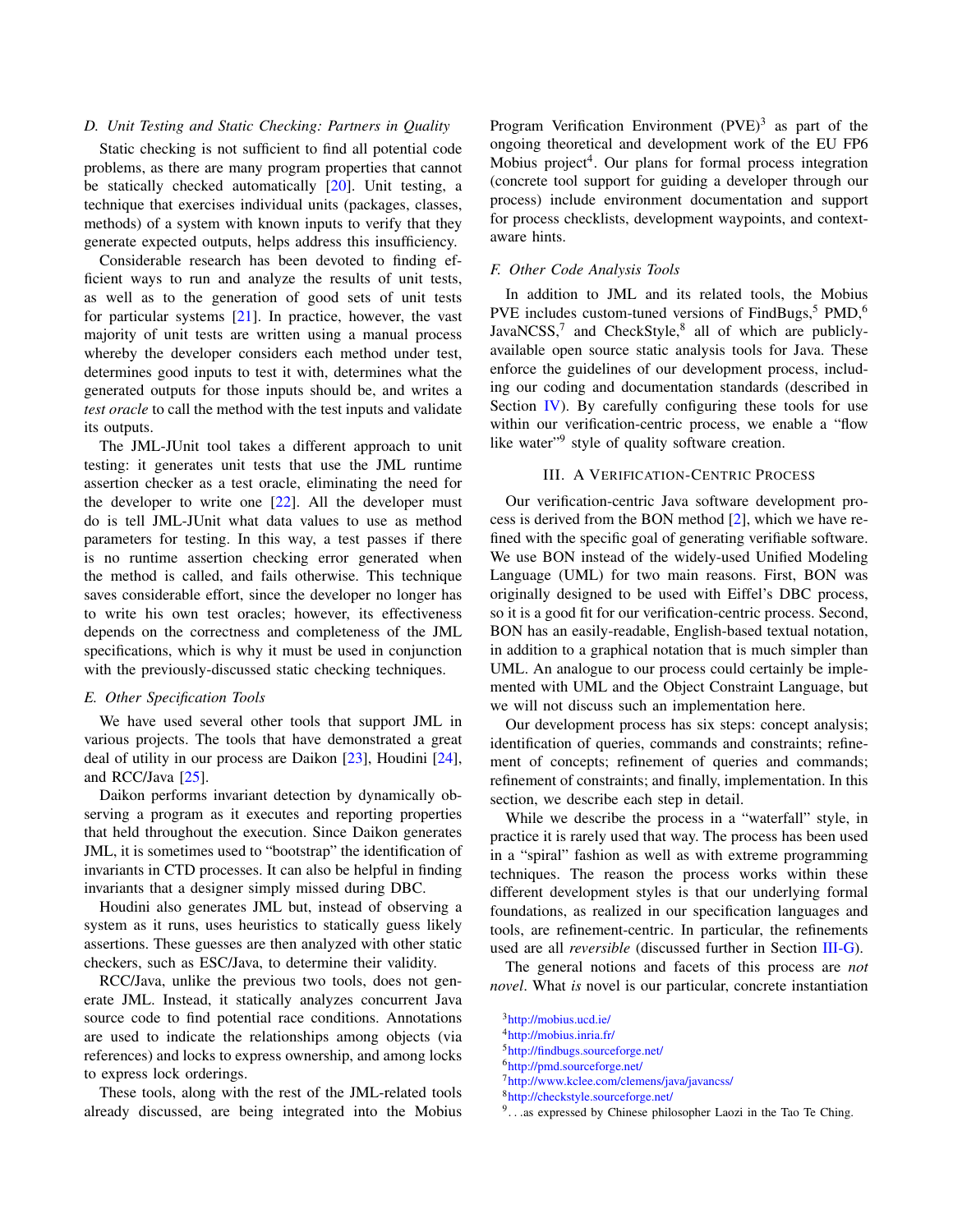### D. Unit Testing and Static Checking: Partners in Quality

Static checking is not sufficient to find all potential code problems, as there are many program properties that cannot be statically checked automatically [20]. Unit testing, a technique that exercises individual units (packages, classes, methods) of a system with known inputs to verify that they generate expected outputs, helps address this insufficiency.

Considerable research has been devoted to finding efficient ways to run and analyze the results of unit tests, as well as to the generation of good sets of unit tests for particular systems [21]. In practice, however, the vast majority of unit tests are written using a manual process whereby the developer considers each method under test, determines good inputs to test it with, determines what the generated outputs for those inputs should be, and writes a *test oracle* to call the method with the test inputs and validate its outputs.

The JML-JUnit tool takes a different approach to unit testing: it generates unit tests that use the JML runtime assertion checker as a test oracle, eliminating the need for the developer to write one [22]. All the developer must do is tell JML-JUnit what data values to use as method parameters for testing. In this way, a test passes if there is no runtime assertion checking error generated when the method is called, and fails otherwise. This technique saves considerable effort, since the developer no longer has to write his own test oracles; however, its effectiveness depends on the correctness and completeness of the JML specifications, which is why it must be used in conjunction with the previously-discussed static checking techniques.

### E. Other Specification Tools

We have used several other tools that support JML in various projects. The tools that have demonstrated a great deal of utility in our process are Daikon [23], Houdini [24], and RCC/Java [25].

Daikon performs invariant detection by dynamically observing a program as it executes and reporting properties that held throughout the execution. Since Daikon generates JML, it is sometimes used to "bootstrap" the identification of invariants in CTD processes. It can also be helpful in finding invariants that a designer simply missed during DBC.

Houdini also generates JML but, instead of observing a system as it runs, uses heuristics to statically guess likely assertions. These guesses are then analyzed with other static checkers, such as ESC/Java, to determine their validity.

RCC/Java, unlike the previous two tools, does not generate JML. Instead, it statically analyzes concurrent Java source code to find potential race conditions. Annotations are used to indicate the relationships among objects (via references) and locks to express ownership, and among locks to express lock orderings.

These tools, along with the rest of the JML-related tools already discussed, are being integrated into the Mobius Program Verification Environment (PVE)[3] as part of the ongoing theoretical and development work of the EU FP6 Mobius project[4]. Our plans for formal process integration (concrete tool support for guiding a developer through our process) include environment documentation and support for process checklists, development waypoints, and context-aware hints.

### F. Other Code Analysis Tools

In addition to JML and its related tools, the Mobius PVE includes custom-tuned versions of FindBugs,[5] PMD,[6] JavaNCSS,[7] and CheckStyle,[8] all of which are publicly-available open source static analysis tools for Java. These enforce the guidelines of our development process, including our coding and documentation standards (described in Section IV). By carefully configuring these tools for use within our verification-centric process, we enable a "flow like water"[9] style of quality software creation.

## III. A Verification-Centric Process

Our verification-centric Java software development process is derived from the BON method [2], which we have refined with the specific goal of generating verifiable software. We use BON instead of the widely-used Unified Modeling Language (UML) for two main reasons. First, BON was originally designed to be used with Eiffel's DBC process, so it is a good fit for our verification-centric process. Second, BON has an easily-readable, English-based textual notation, in addition to a graphical notation that is much simpler than UML. An analogue to our process could certainly be implemented with UML and the Object Constraint Language, but we will not discuss such an implementation here.

Our development process has six steps: concept analysis; identification of queries, commands and constraints; refinement of concepts; refinement of queries and commands; refinement of constraints; and finally, implementation. In this section, we describe each step in detail.

While we describe the process in a "waterfall" style, in practice it is rarely used that way. The process has been used in a "spiral" fashion as well as with extreme programming techniques. The reason the process works within these different development styles is that our underlying formal foundations, as realized in our specification languages and tools, are refinement-centric. In particular, the refinements used are all *reversible* (discussed further in Section III-G).

The general notions and facets of this process are *not novel*. What *is* novel is our particular, concrete instantiation

[3] http://mobius.ucd.ie/

[4] http://mobius.inria.fr/

[5] http://findbugs.sourceforge.net/

[6] http://pmd.sourceforge.net/

[7] http://www.kclee.com/clemens/java/javancss/

[8] http://checkstyle.sourceforge.net/

[9] ...as expressed by Chinese philosopher Laozi in the Tao Te Ching.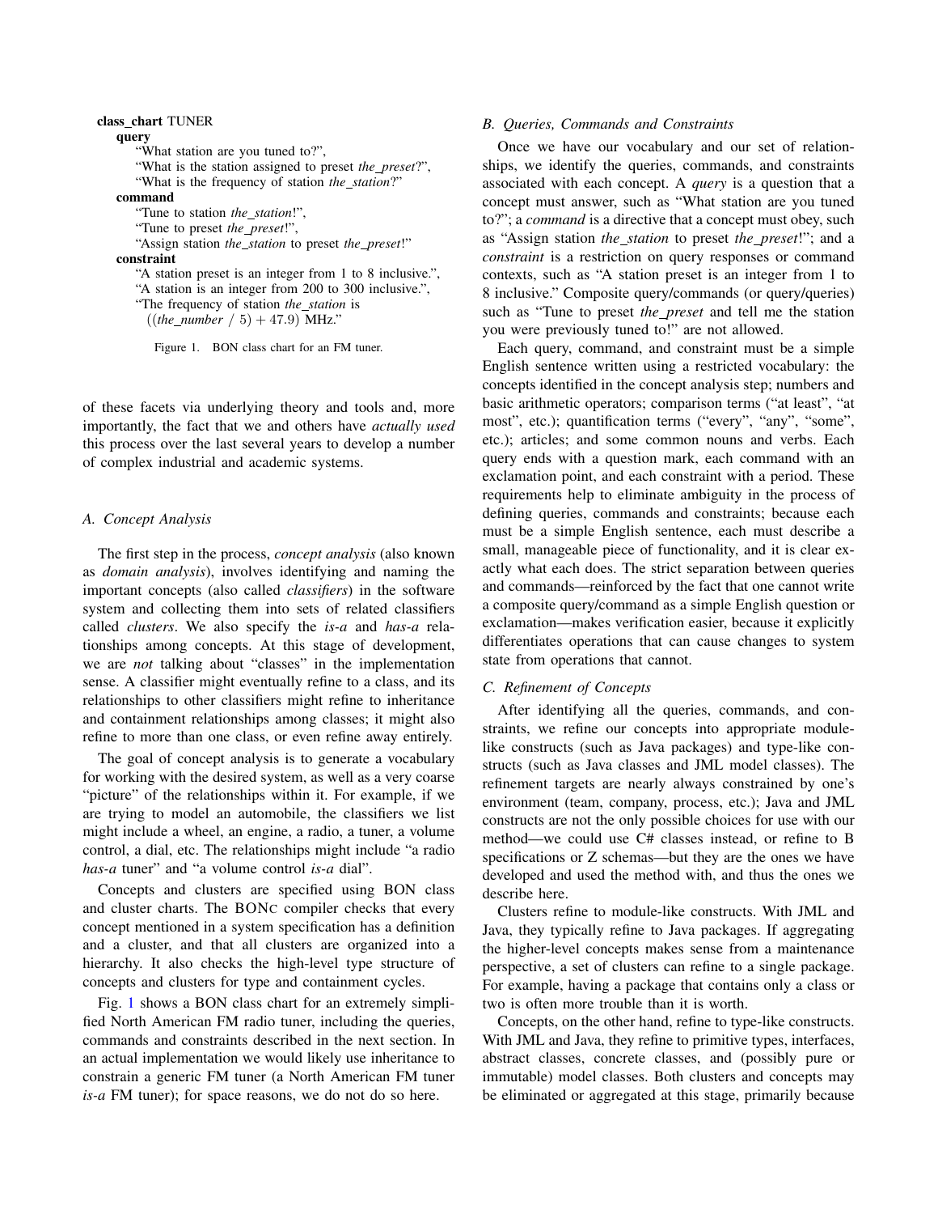```
class_chart TUNER
  query
    "What station are you tuned to?",
    "What is the station assigned to preset the_preset?",
    "What is the frequency of station the_station?"
  command
    "Tune to station the_station!",
    "Tune to preset the_preset!",
    "Assign station the_station to preset the_preset!"
  constraint
    "A station preset is an integer from 1 to 8 inclusive.",
    "A station is an integer from 200 to 300 inclusive.",
    "The frequency of station the_station is
      ((the_number / 5) + 47.9) MHz."
```

Figure 1. BON class chart for an FM tuner.

of these facets via underlying theory and tools and, more importantly, the fact that we and others have *actually used* this process over the last several years to develop a number of complex industrial and academic systems.

### A. Concept Analysis

The first step in the process, *concept analysis* (also known as *domain analysis*), involves identifying and naming the important concepts (also called *classifiers*) in the software system and collecting them into sets of related classifiers called *clusters*. We also specify the *is-a* and *has-a* relationships among concepts. At this stage of development, we are *not* talking about "classes" in the implementation sense. A classifier might eventually refine to a class, and its relationships to other classifiers might refine to inheritance and containment relationships among classes; it might also refine to more than one class, or even refine away entirely.

The goal of concept analysis is to generate a vocabulary for working with the desired system, as well as a very coarse "picture" of the relationships within it. For example, if we are trying to model an automobile, the classifiers we list might include a wheel, an engine, a radio, a tuner, a volume control, a dial, etc. The relationships might include "a radio *has-a* tuner" and "a volume control *is-a* dial".

Concepts and clusters are specified using BON class and cluster charts. The BONc compiler checks that every concept mentioned in a system specification has a definition and a cluster, and that all clusters are organized into a hierarchy. It also checks the high-level type structure of concepts and clusters for type and containment cycles.

Fig. 1 shows a BON class chart for an extremely simplified North American FM radio tuner, including the queries, commands and constraints described in the next section. In an actual implementation we would likely use inheritance to constrain a generic FM tuner (a North American FM tuner *is-a* FM tuner); for space reasons, we do not do so here.

### B. Queries, Commands and Constraints

Once we have our vocabulary and our set of relationships, we identify the queries, commands, and constraints associated with each concept. A *query* is a question that a concept must answer, such as "What station are you tuned to?"; a *command* is a directive that a concept must obey, such as "Assign station *the_station* to preset *the_preset*!"; and a *constraint* is a restriction on query responses or command contexts, such as "A station preset is an integer from 1 to 8 inclusive." Composite query/commands (or query/queries) such as "Tune to preset *the_preset* and tell me the station you were previously tuned to!" are not allowed.

Each query, command, and constraint must be a simple English sentence written using a restricted vocabulary: the concepts identified in the concept analysis step; numbers and basic arithmetic operators; comparison terms ("at least", "at most", etc.); quantification terms ("every", "any", "some", etc.); articles; and some common nouns and verbs. Each query ends with a question mark, each command with an exclamation point, and each constraint with a period. These requirements help to eliminate ambiguity in the process of defining queries, commands and constraints; because each must be a simple English sentence, each must describe a small, manageable piece of functionality, and it is clear exactly what each does. The strict separation between queries and commands—reinforced by the fact that one cannot write a composite query/command as a simple English question or exclamation—makes verification easier, because it explicitly differentiates operations that can cause changes to system state from operations that cannot.

### C. Refinement of Concepts

After identifying all the queries, commands, and constraints, we refine our concepts into appropriate module-like constructs (such as Java packages) and type-like constructs (such as Java classes and JML model classes). The refinement targets are nearly always constrained by one's environment (team, company, process, etc.); Java and JML constructs are not the only possible choices for use with our method—we could use C# classes instead, or refine to B specifications or Z schemas—but they are the ones we have developed and used the method with, and thus the ones we describe here.

Clusters refine to module-like constructs. With JML and Java, they typically refine to Java packages. If aggregating the higher-level concepts makes sense from a maintenance perspective, a set of clusters can refine to a single package. For example, having a package that contains only a class or two is often more trouble than it is worth.

Concepts, on the other hand, refine to type-like constructs. With JML and Java, they refine to primitive types, interfaces, abstract classes, concrete classes, and (possibly pure or immutable) model classes. Both clusters and concepts may be eliminated or aggregated at this stage, primarily because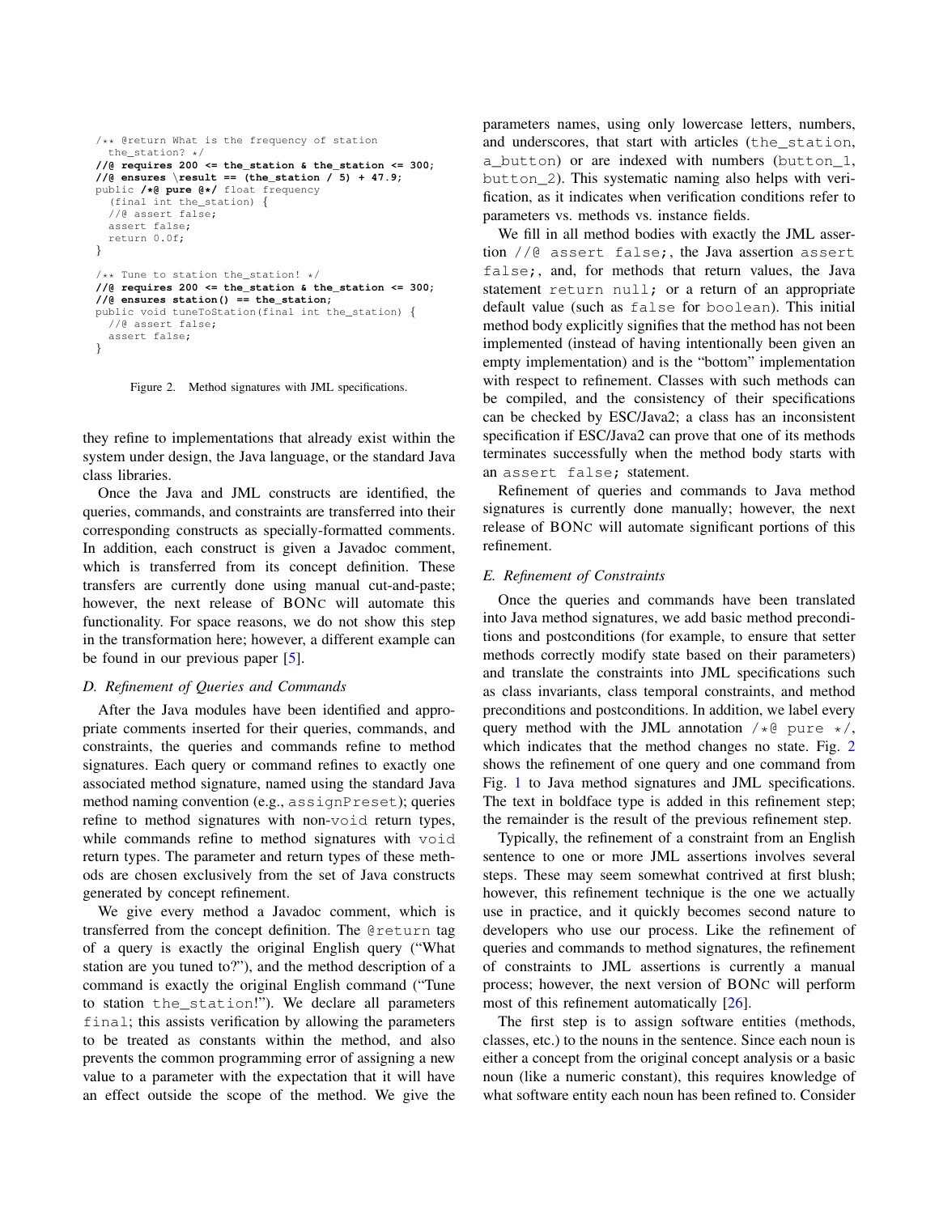```
/** @return What is the frequency of station
  the_station? */
//@ requires 200 <= the_station & the_station <= 300;
//@ ensures \result == (the_station / 5) + 47.9;
public /*@ pure @*/ float frequency
  (final int the_station) {
  //@ assert false;
  assert false;
  return 0.0f;
}

/** Tune to station the_station! */
//@ requires 200 <= the_station & the_station <= 300;
//@ ensures station() == the_station;
public void tuneToStation(final int the_station) {
  //@ assert false;
  assert false;
}
```

Figure 2. Method signatures with JML specifications.

they refine to implementations that already exist within the system under design, the Java language, or the standard Java class libraries.

Once the Java and JML constructs are identified, the queries, commands, and constraints are transferred into their corresponding constructs as specially-formatted comments. In addition, each construct is given a Javadoc comment, which is transferred from its concept definition. These transfers are currently done using manual cut-and-paste; however, the next release of BONc will automate this functionality. For space reasons, we do not show this step in the transformation here; however, a different example can be found in our previous paper [5].

### D. Refinement of Queries and Commands

After the Java modules have been identified and appropriate comments inserted for their queries, commands, and constraints, the queries and commands refine to method signatures. Each query or command refines to exactly one associated method signature, named using the standard Java method naming convention (e.g., `assignPreset`); queries refine to method signatures with non-`void` return types, while commands refine to method signatures with `void` return types. The parameter and return types of these methods are chosen exclusively from the set of Java constructs generated by concept refinement.

We give every method a Javadoc comment, which is transferred from the concept definition. The `@return` tag of a query is exactly the original English query ("What station are you tuned to?"), and the method description of a command is exactly the original English command ("Tune to station `the_station`!"). We declare all parameters `final`; this assists verification by allowing the parameters to be treated as constants within the method, and also prevents the common programming error of assigning a new value to a parameter with the expectation that it will have an effect outside the scope of the method. We give the parameters names, using only lowercase letters, numbers, and underscores, that start with articles (`the_station`, `a_button`) or are indexed with numbers (`button_1`, `button_2`). This systematic naming also helps with verification, as it indicates when verification conditions refer to parameters vs. methods vs. instance fields.

We fill in all method bodies with exactly the JML assertion `//@ assert false;`, the Java assertion `assert false;`, and, for methods that return values, the Java statement `return null;` or a return of an appropriate default value (such as `false` for `boolean`). This initial method body explicitly signifies that the method has not been implemented (instead of having intentionally been given an empty implementation) and is the "bottom" implementation with respect to refinement. Classes with such methods can be compiled, and the consistency of their specifications can be checked by ESC/Java2; a class has an inconsistent specification if ESC/Java2 can prove that one of its methods terminates successfully when the method body starts with an `assert false;` statement.

Refinement of queries and commands to Java method signatures is currently done manually; however, the next release of BONc will automate significant portions of this refinement.

### E. Refinement of Constraints

Once the queries and commands have been translated into Java method signatures, we add basic method preconditions and postconditions (for example, to ensure that setter methods correctly modify state based on their parameters) and translate the constraints into JML specifications such as class invariants, class temporal constraints, and method preconditions and postconditions. In addition, we label every query method with the JML annotation `/*@ pure */`, which indicates that the method changes no state. Fig. 2 shows the refinement of one query and one command from Fig. 1 to Java method signatures and JML specifications. The text in boldface type is added in this refinement step; the remainder is the result of the previous refinement step.

Typically, the refinement of a constraint from an English sentence to one or more JML assertions involves several steps. These may seem somewhat contrived at first blush; however, this refinement technique is the one we actually use in practice, and it quickly becomes second nature to developers who use our process. Like the refinement of queries and commands to method signatures, the refinement of constraints to JML assertions is currently a manual process; however, the next version of BONc will perform most of this refinement automatically [26].

The first step is to assign software entities (methods, classes, etc.) to the nouns in the sentence. Since each noun is either a concept from the original concept analysis or a basic noun (like a numeric constant), this requires knowledge of what software entity each noun has been refined to. Consider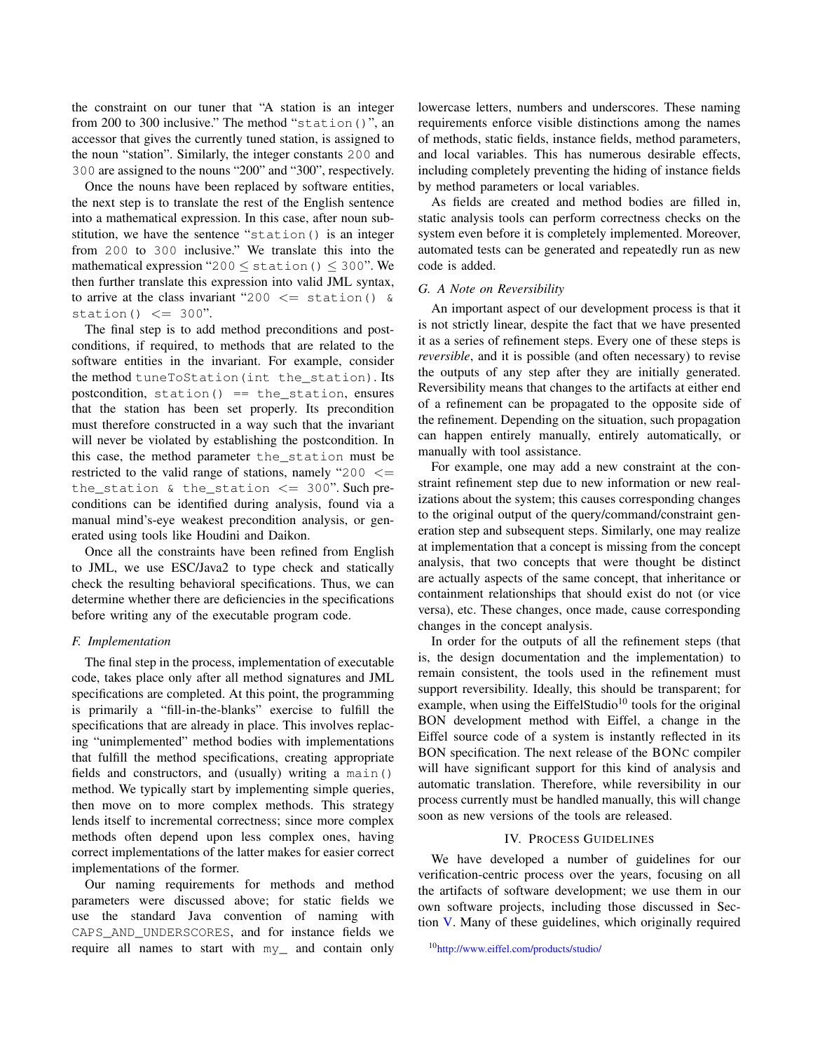the constraint on our tuner that "A station is an integer from 200 to 300 inclusive." The method "`station()`", an accessor that gives the currently tuned station, is assigned to the noun "station". Similarly, the integer constants `200` and `300` are assigned to the nouns "200" and "300", respectively.

Once the nouns have been replaced by software entities, the next step is to translate the rest of the English sentence into a mathematical expression. In this case, after noun substitution, we have the sentence "`station()` is an integer from `200` to `300` inclusive." We translate this into the mathematical expression "$200 \leq$ `station()` $\leq 300$". We then further translate this expression into valid JML syntax, to arrive at the class invariant "`200 <= station() & station() <= 300`".

The final step is to add method preconditions and postconditions, if required, to methods that are related to the software entities in the invariant. For example, consider the method `tuneToStation(int the_station)`. Its postcondition, `station() == the_station`, ensures that the station has been set properly. Its precondition must therefore constructed in a way such that the invariant will never be violated by establishing the postcondition. In this case, the method parameter `the_station` must be restricted to the valid range of stations, namely "`200 <= the_station & the_station <= 300`". Such preconditions can be identified during analysis, found via a manual mind's-eye weakest precondition analysis, or generated using tools like Houdini and Daikon.

Once all the constraints have been refined from English to JML, we use ESC/Java2 to type check and statically check the resulting behavioral specifications. Thus, we can determine whether there are deficiencies in the specifications before writing any of the executable program code.

### F. Implementation

The final step in the process, implementation of executable code, takes place only after all method signatures and JML specifications are completed. At this point, the programming is primarily a "fill-in-the-blanks" exercise to fulfill the specifications that are already in place. This involves replacing "unimplemented" method bodies with implementations that fulfill the method specifications, creating appropriate fields and constructors, and (usually) writing a `main()` method. We typically start by implementing simple queries, then move on to more complex methods. This strategy lends itself to incremental correctness; since more complex methods often depend upon less complex ones, having correct implementations of the latter makes for easier correct implementations of the former.

Our naming requirements for methods and method parameters were discussed above; for static fields we use the standard Java convention of naming with `CAPS_AND_UNDERSCORES`, and for instance fields we require all names to start with `my_` and contain only lowercase letters, numbers and underscores. These naming requirements enforce visible distinctions among the names of methods, static fields, instance fields, method parameters, and local variables. This has numerous desirable effects, including completely preventing the hiding of instance fields by method parameters or local variables.

As fields are created and method bodies are filled in, static analysis tools can perform correctness checks on the system even before it is completely implemented. Moreover, automated tests can be generated and repeatedly run as new code is added.

### G. A Note on Reversibility

An important aspect of our development process is that it is not strictly linear, despite the fact that we have presented it as a series of refinement steps. Every one of these steps is *reversible*, and it is possible (and often necessary) to revise the outputs of any step after they are initially generated. Reversibility means that changes to the artifacts at either end of a refinement can be propagated to the opposite side of the refinement. Depending on the situation, such propagation can happen entirely manually, entirely automatically, or manually with tool assistance.

For example, one may add a new constraint at the constraint refinement step due to new information or new realizations about the system; this causes corresponding changes to the original output of the query/command/constraint generation step and subsequent steps. Similarly, one may realize at implementation that a concept is missing from the concept analysis, that two concepts that were thought be distinct are actually aspects of the same concept, that inheritance or containment relationships that should exist do not (or vice versa), etc. These changes, once made, cause corresponding changes in the concept analysis.

In order for the outputs of all the refinement steps (that is, the design documentation and the implementation) to remain consistent, the tools used in the refinement must support reversibility. Ideally, this should be transparent; for example, when using the EiffelStudio[10] tools for the original BON development method with Eiffel, a change in the Eiffel source code of a system is instantly reflected in its BON specification. The next release of the BONc compiler will have significant support for this kind of analysis and automatic translation. Therefore, while reversibility in our process currently must be handled manually, this will change soon as new versions of the tools are released.

## IV. Process Guidelines

We have developed a number of guidelines for our verification-centric process over the years, focusing on all the artifacts of software development; we use them in our own software projects, including those discussed in Section V. Many of these guidelines, which originally required

[10] http://www.eiffel.com/products/studio/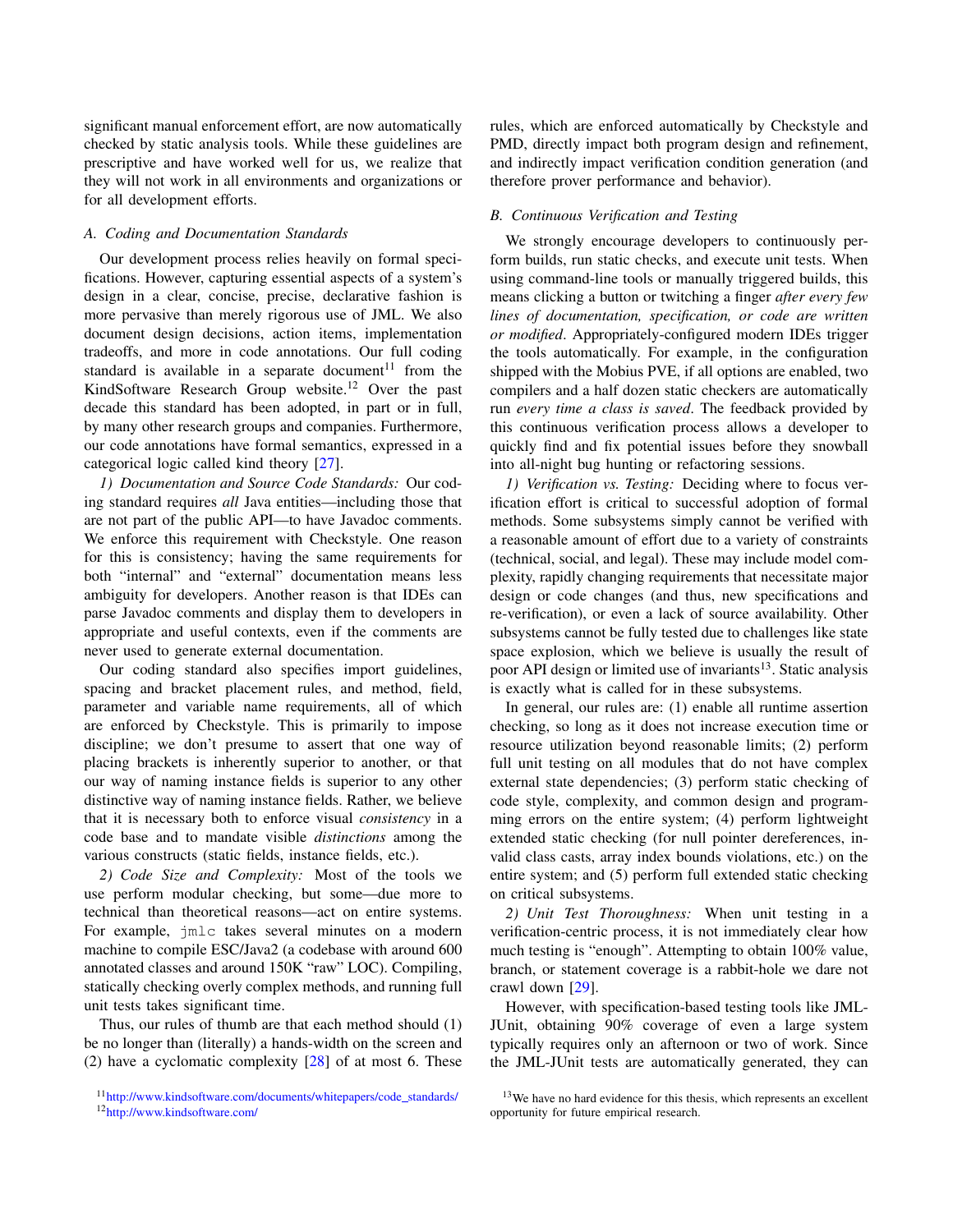significant manual enforcement effort, are now automatically checked by static analysis tools. While these guidelines are prescriptive and have worked well for us, we realize that they will not work in all environments and organizations or for all development efforts.

### A. Coding and Documentation Standards

Our development process relies heavily on formal specifications. However, capturing essential aspects of a system's design in a clear, concise, precise, declarative fashion is more pervasive than merely rigorous use of JML. We also document design decisions, action items, implementation tradeoffs, and more in code annotations. Our full coding standard is available in a separate document[11] from the KindSoftware Research Group website.[12] Over the past decade this standard has been adopted, in part or in full, by many other research groups and companies. Furthermore, our code annotations have formal semantics, expressed in a categorical logic called kind theory [27].

*1) Documentation and Source Code Standards:* Our coding standard requires *all* Java entities—including those that are not part of the public API—to have Javadoc comments. We enforce this requirement with Checkstyle. One reason for this is consistency; having the same requirements for both "internal" and "external" documentation means less ambiguity for developers. Another reason is that IDEs can parse Javadoc comments and display them to developers in appropriate and useful contexts, even if the comments are never used to generate external documentation.

Our coding standard also specifies import guidelines, spacing and bracket placement rules, and method, field, parameter and variable name requirements, all of which are enforced by Checkstyle. This is primarily to impose discipline; we don't presume to assert that one way of placing brackets is inherently superior to another, or that our way of naming instance fields is superior to any other distinctive way of naming instance fields. Rather, we believe that it is necessary both to enforce visual *consistency* in a code base and to mandate visible *distinctions* among the various constructs (static fields, instance fields, etc.).

*2) Code Size and Complexity:* Most of the tools we use perform modular checking, but some—due more to technical than theoretical reasons—act on entire systems. For example, `jmlc` takes several minutes on a modern machine to compile ESC/Java2 (a codebase with around 600 annotated classes and around 150K "raw" LOC). Compiling, statically checking overly complex methods, and running full unit tests takes significant time.

Thus, our rules of thumb are that each method should (1) be no longer than (literally) a hands-width on the screen and (2) have a cyclomatic complexity [28] of at most 6. These rules, which are enforced automatically by Checkstyle and PMD, directly impact both program design and refinement, and indirectly impact verification condition generation (and therefore prover performance and behavior).

### B. Continuous Verification and Testing

We strongly encourage developers to continuously perform builds, run static checks, and execute unit tests. When using command-line tools or manually triggered builds, this means clicking a button or twitching a finger *after every few lines of documentation, specification, or code are written or modified*. Appropriately-configured modern IDEs trigger the tools automatically. For example, in the configuration shipped with the Mobius PVE, if all options are enabled, two compilers and a half dozen static checkers are automatically run *every time a class is saved*. The feedback provided by this continuous verification process allows a developer to quickly find and fix potential issues before they snowball into all-night bug hunting or refactoring sessions.

*1) Verification vs. Testing:* Deciding where to focus verification effort is critical to successful adoption of formal methods. Some subsystems simply cannot be verified with a reasonable amount of effort due to a variety of constraints (technical, social, and legal). These may include model complexity, rapidly changing requirements that necessitate major design or code changes (and thus, new specifications and re-verification), or even a lack of source availability. Other subsystems cannot be fully tested due to challenges like state space explosion, which we believe is usually the result of poor API design or limited use of invariants[13]. Static analysis is exactly what is called for in these subsystems.

In general, our rules are: (1) enable all runtime assertion checking, so long as it does not increase execution time or resource utilization beyond reasonable limits; (2) perform full unit testing on all modules that do not have complex external state dependencies; (3) perform static checking of code style, complexity, and common design and programming errors on the entire system; (4) perform lightweight extended static checking (for null pointer dereferences, invalid class casts, array index bounds violations, etc.) on the entire system; and (5) perform full extended static checking on critical subsystems.

*2) Unit Test Thoroughness:* When unit testing in a verification-centric process, it is not immediately clear how much testing is "enough". Attempting to obtain 100% value, branch, or statement coverage is a rabbit-hole we dare not crawl down [29].

However, with specification-based testing tools like JML-JUnit, obtaining 90% coverage of even a large system typically requires only an afternoon or two of work. Since the JML-JUnit tests are automatically generated, they can

[11] http://www.kindsoftware.com/documents/whitepapers/code_standards/

[12] http://www.kindsoftware.com/

[13] We have no hard evidence for this thesis, which represents an excellent opportunity for future empirical research.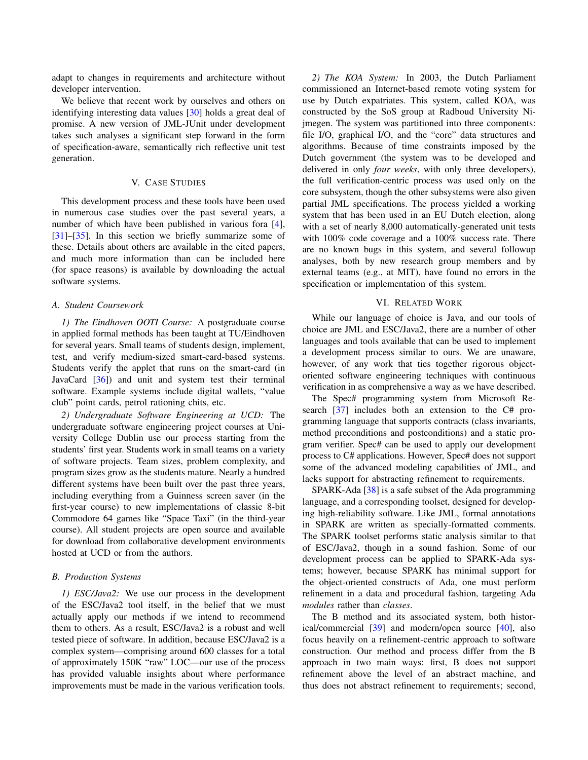adapt to changes in requirements and architecture without developer intervention.

We believe that recent work by ourselves and others on identifying interesting data values [30] holds a great deal of promise. A new version of JML-JUnit under development takes such analyses a significant step forward in the form of specification-aware, semantically rich reflective unit test generation.

## V. Case Studies

This development process and these tools have been used in numerous case studies over the past several years, a number of which have been published in various fora [4], [31]–[35]. In this section we briefly summarize some of these. Details about others are available in the cited papers, and much more information than can be included here (for space reasons) is available by downloading the actual software systems.

### A. Student Coursework

*1) The Eindhoven OOTI Course:* A postgraduate course in applied formal methods has been taught at TU/Eindhoven for several years. Small teams of students design, implement, test, and verify medium-sized smart-card-based systems. Students verify the applet that runs on the smart-card (in JavaCard [36]) and unit and system test their terminal software. Example systems include digital wallets, "value club" point cards, petrol rationing chits, etc.

*2) Undergraduate Software Engineering at UCD:* The undergraduate software engineering project courses at University College Dublin use our process starting from the students' first year. Students work in small teams on a variety of software projects. Team sizes, problem complexity, and program sizes grow as the students mature. Nearly a hundred different systems have been built over the past three years, including everything from a Guinness screen saver (in the first-year course) to new implementations of classic 8-bit Commodore 64 games like "Space Taxi" (in the third-year course). All student projects are open source and available for download from collaborative development environments hosted at UCD or from the authors.

### B. Production Systems

*1) ESC/Java2:* We use our process in the development of the ESC/Java2 tool itself, in the belief that we must actually apply our methods if we intend to recommend them to others. As a result, ESC/Java2 is a robust and well tested piece of software. In addition, because ESC/Java2 is a complex system—comprising around 600 classes for a total of approximately 150K "raw" LOC—our use of the process has provided valuable insights about where performance improvements must be made in the various verification tools.

*2) The KOA System:* In 2003, the Dutch Parliament commissioned an Internet-based remote voting system for use by Dutch expatriates. This system, called KOA, was constructed by the SoS group at Radboud University Nijmegen. The system was partitioned into three components: file I/O, graphical I/O, and the "core" data structures and algorithms. Because of time constraints imposed by the Dutch government (the system was to be developed and delivered in only *four weeks*, with only three developers), the full verification-centric process was used only on the core subsystem, though the other subsystems were also given partial JML specifications. The process yielded a working system that has been used in an EU Dutch election, along with a set of nearly 8,000 automatically-generated unit tests with 100% code coverage and a 100% success rate. There are no known bugs in this system, and several followup analyses, both by new research group members and by external teams (e.g., at MIT), have found no errors in the specification or implementation of this system.

## VI. Related Work

While our language of choice is Java, and our tools of choice are JML and ESC/Java2, there are a number of other languages and tools available that can be used to implement a development process similar to ours. We are unaware, however, of any work that ties together rigorous object-oriented software engineering techniques with continuous verification in as comprehensive a way as we have described.

The Spec# programming system from Microsoft Research [37] includes both an extension to the C# programming language that supports contracts (class invariants, method preconditions and postconditions) and a static program verifier. Spec# can be used to apply our development process to C# applications. However, Spec# does not support some of the advanced modeling capabilities of JML, and lacks support for abstracting refinement to requirements.

SPARK-Ada [38] is a safe subset of the Ada programming language, and a corresponding toolset, designed for developing high-reliability software. Like JML, formal annotations in SPARK are written as specially-formatted comments. The SPARK toolset performs static analysis similar to that of ESC/Java2, though in a sound fashion. Some of our development process can be applied to SPARK-Ada systems; however, because SPARK has minimal support for the object-oriented constructs of Ada, one must perform refinement in a data and procedural fashion, targeting Ada *modules* rather than *classes*.

The B method and its associated system, both historical/commercial [39] and modern/open source [40], also focus heavily on a refinement-centric approach to software construction. Our method and process differ from the B approach in two main ways: first, B does not support refinement above the level of an abstract machine, and thus does not abstract refinement to requirements; second,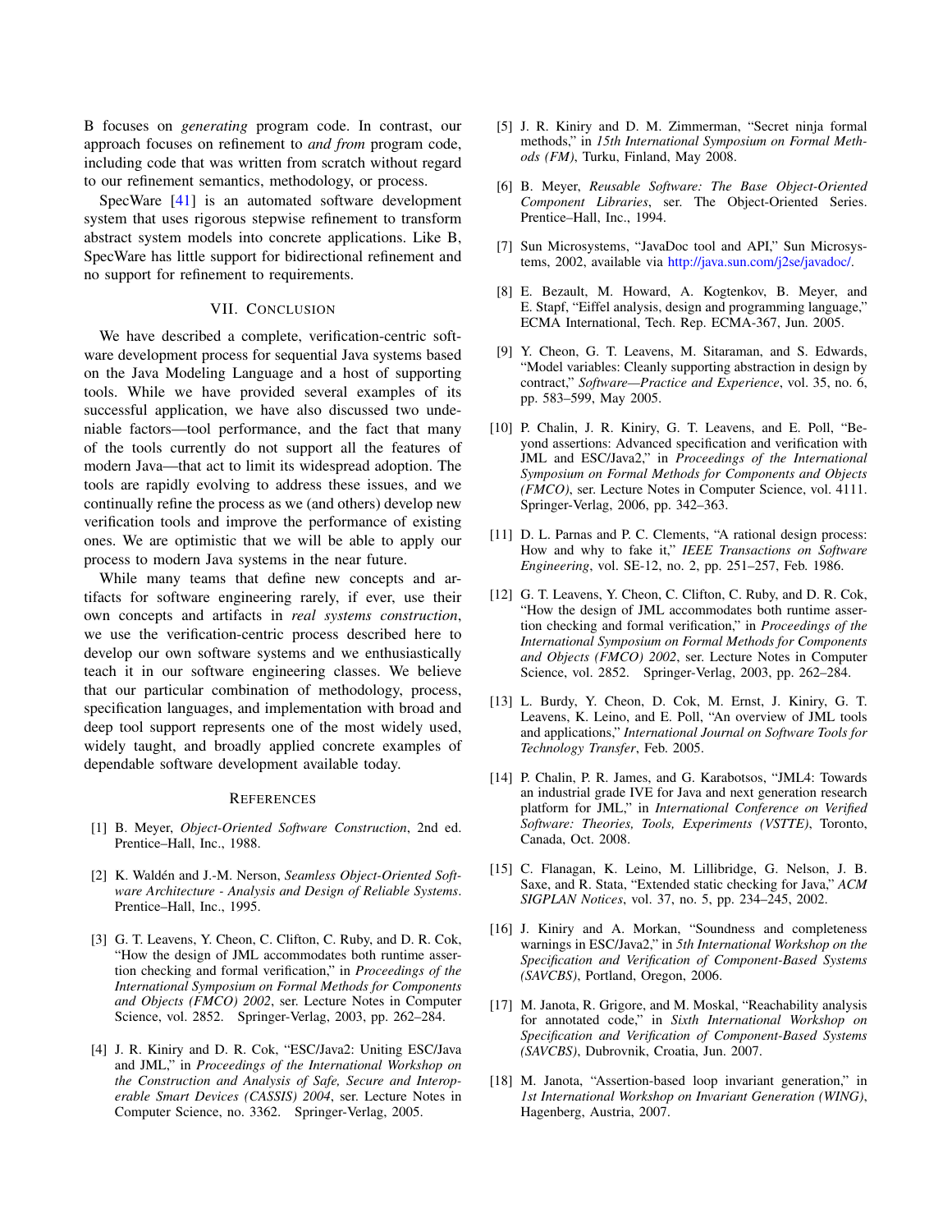B focuses on *generating* program code. In contrast, our approach focuses on refinement to *and from* program code, including code that was written from scratch without regard to our refinement semantics, methodology, or process.

SpecWare [41] is an automated software development system that uses rigorous stepwise refinement to transform abstract system models into concrete applications. Like B, SpecWare has little support for bidirectional refinement and no support for refinement to requirements.

## VII. Conclusion

We have described a complete, verification-centric software development process for sequential Java systems based on the Java Modeling Language and a host of supporting tools. While we have provided several examples of its successful application, we have also discussed two undeniable factors—tool performance, and the fact that many of the tools currently do not support all the features of modern Java—that act to limit its widespread adoption. The tools are rapidly evolving to address these issues, and we continually refine the process as we (and others) develop new verification tools and improve the performance of existing ones. We are optimistic that we will be able to apply our process to modern Java systems in the near future.

While many teams that define new concepts and artifacts for software engineering rarely, if ever, use their own concepts and artifacts in *real systems construction*, we use the verification-centric process described here to develop our own software systems and we enthusiastically teach it in our software engineering classes. We believe that our particular combination of methodology, process, specification languages, and implementation with broad and deep tool support represents one of the most widely used, widely taught, and broadly applied concrete examples of dependable software development available today.

## References

[1] B. Meyer, *Object-Oriented Software Construction*, 2nd ed. Prentice–Hall, Inc., 1988.

[2] K. Waldén and J.-M. Nerson, *Seamless Object-Oriented Software Architecture - Analysis and Design of Reliable Systems*. Prentice–Hall, Inc., 1995.

[3] G. T. Leavens, Y. Cheon, C. Clifton, C. Ruby, and D. R. Cok, "How the design of JML accommodates both runtime assertion checking and formal verification," in *Proceedings of the International Symposium on Formal Methods for Components and Objects (FMCO) 2002*, ser. Lecture Notes in Computer Science, vol. 2852. Springer-Verlag, 2003, pp. 262–284.

[4] J. R. Kiniry and D. R. Cok, "ESC/Java2: Uniting ESC/Java and JML," in *Proceedings of the International Workshop on the Construction and Analysis of Safe, Secure and Interoperable Smart Devices (CASSIS) 2004*, ser. Lecture Notes in Computer Science, no. 3362. Springer-Verlag, 2005.

[5] J. R. Kiniry and D. M. Zimmerman, "Secret ninja formal methods," in *15th International Symposium on Formal Methods (FM)*, Turku, Finland, May 2008.

[6] B. Meyer, *Reusable Software: The Base Object-Oriented Component Libraries*, ser. The Object-Oriented Series. Prentice–Hall, Inc., 1994.

[7] Sun Microsystems, "JavaDoc tool and API," Sun Microsystems, 2002, available via http://java.sun.com/j2se/javadoc/.

[8] E. Bezault, M. Howard, A. Kogtenkov, B. Meyer, and E. Stapf, "Eiffel analysis, design and programming language," ECMA International, Tech. Rep. ECMA-367, Jun. 2005.

[9] Y. Cheon, G. T. Leavens, M. Sitaraman, and S. Edwards, "Model variables: Cleanly supporting abstraction in design by contract," *Software—Practice and Experience*, vol. 35, no. 6, pp. 583–599, May 2005.

[10] P. Chalin, J. R. Kiniry, G. T. Leavens, and E. Poll, "Beyond assertions: Advanced specification and verification with JML and ESC/Java2," in *Proceedings of the International Symposium on Formal Methods for Components and Objects (FMCO)*, ser. Lecture Notes in Computer Science, vol. 4111. Springer-Verlag, 2006, pp. 342–363.

[11] D. L. Parnas and P. C. Clements, "A rational design process: How and why to fake it," *IEEE Transactions on Software Engineering*, vol. SE-12, no. 2, pp. 251–257, Feb. 1986.

[12] G. T. Leavens, Y. Cheon, C. Clifton, C. Ruby, and D. R. Cok, "How the design of JML accommodates both runtime assertion checking and formal verification," in *Proceedings of the International Symposium on Formal Methods for Components and Objects (FMCO) 2002*, ser. Lecture Notes in Computer Science, vol. 2852. Springer-Verlag, 2003, pp. 262–284.

[13] L. Burdy, Y. Cheon, D. Cok, M. Ernst, J. Kiniry, G. T. Leavens, K. Leino, and E. Poll, "An overview of JML tools and applications," *International Journal on Software Tools for Technology Transfer*, Feb. 2005.

[14] P. Chalin, P. R. James, and G. Karabotsos, "JML4: Towards an industrial grade IVE for Java and next generation research platform for JML," in *International Conference on Verified Software: Theories, Tools, Experiments (VSTTE)*, Toronto, Canada, Oct. 2008.

[15] C. Flanagan, K. Leino, M. Lillibridge, G. Nelson, J. B. Saxe, and R. Stata, "Extended static checking for Java," *ACM SIGPLAN Notices*, vol. 37, no. 5, pp. 234–245, 2002.

[16] J. Kiniry and A. Morkan, "Soundness and completeness warnings in ESC/Java2," in *5th International Workshop on the Specification and Verification of Component-Based Systems (SAVCBS)*, Portland, Oregon, 2006.

[17] M. Janota, R. Grigore, and M. Moskal, "Reachability analysis for annotated code," in *Sixth International Workshop on Specification and Verification of Component-Based Systems (SAVCBS)*, Dubrovnik, Croatia, Jun. 2007.

[18] M. Janota, "Assertion-based loop invariant generation," in *1st International Workshop on Invariant Generation (WING)*, Hagenberg, Austria, 2007.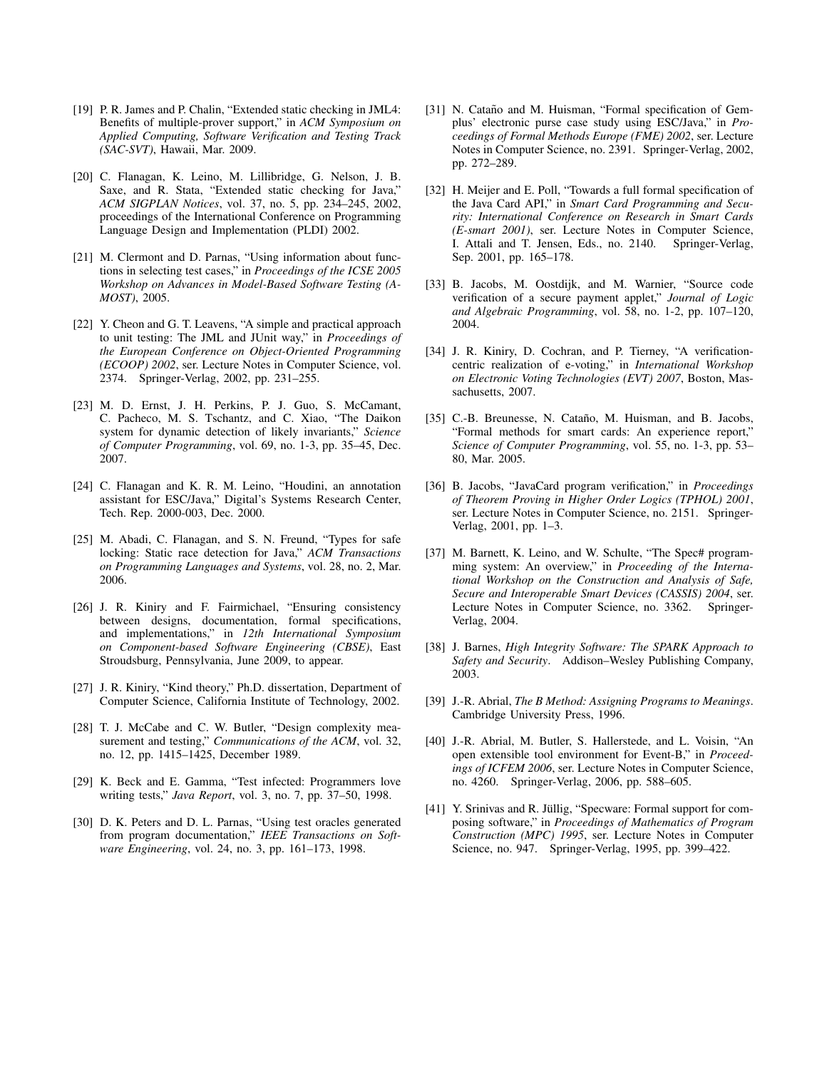[19] P. R. James and P. Chalin, “Extended static checking in JML4: Benefits of multiple-prover support,” in *ACM Symposium on Applied Computing, Software Verification and Testing Track (SAC-SVT)*, Hawaii, Mar. 2009.

[20] C. Flanagan, K. Leino, M. Lillibridge, G. Nelson, J. B. Saxe, and R. Stata, “Extended static checking for Java,” *ACM SIGPLAN Notices*, vol. 37, no. 5, pp. 234–245, 2002, proceedings of the International Conference on Programming Language Design and Implementation (PLDI) 2002.

[21] M. Clermont and D. Parnas, “Using information about functions in selecting test cases,” in *Proceedings of the ICSE 2005 Workshop on Advances in Model-Based Software Testing (A-MOST)*, 2005.

[22] Y. Cheon and G. T. Leavens, “A simple and practical approach to unit testing: The JML and JUnit way,” in *Proceedings of the European Conference on Object-Oriented Programming (ECOOP) 2002*, ser. Lecture Notes in Computer Science, vol. 2374. Springer-Verlag, 2002, pp. 231–255.

[23] M. D. Ernst, J. H. Perkins, P. J. Guo, S. McCamant, C. Pacheco, M. S. Tschantz, and C. Xiao, “The Daikon system for dynamic detection of likely invariants,” *Science of Computer Programming*, vol. 69, no. 1-3, pp. 35–45, Dec. 2007.

[24] C. Flanagan and K. R. M. Leino, “Houdini, an annotation assistant for ESC/Java,” Digital’s Systems Research Center, Tech. Rep. 2000-003, Dec. 2000.

[25] M. Abadi, C. Flanagan, and S. N. Freund, “Types for safe locking: Static race detection for Java,” *ACM Transactions on Programming Languages and Systems*, vol. 28, no. 2, Mar. 2006.

[26] J. R. Kiniry and F. Fairmichael, “Ensuring consistency between designs, documentation, formal specifications, and implementations,” in *12th International Symposium on Component-based Software Engineering (CBSE)*, East Stroudsburg, Pennsylvania, June 2009, to appear.

[27] J. R. Kiniry, “Kind theory,” Ph.D. dissertation, Department of Computer Science, California Institute of Technology, 2002.

[28] T. J. McCabe and C. W. Butler, “Design complexity measurement and testing,” *Communications of the ACM*, vol. 32, no. 12, pp. 1415–1425, December 1989.

[29] K. Beck and E. Gamma, “Test infected: Programmers love writing tests,” *Java Report*, vol. 3, no. 7, pp. 37–50, 1998.

[30] D. K. Peters and D. L. Parnas, “Using test oracles generated from program documentation,” *IEEE Transactions on Software Engineering*, vol. 24, no. 3, pp. 161–173, 1998.

[31] N. Cataño and M. Huisman, “Formal specification of Gemplus’ electronic purse case study using ESC/Java,” in *Proceedings of Formal Methods Europe (FME) 2002*, ser. Lecture Notes in Computer Science, no. 2391. Springer-Verlag, 2002, pp. 272–289.

[32] H. Meijer and E. Poll, “Towards a full formal specification of the Java Card API,” in *Smart Card Programming and Security: International Conference on Research in Smart Cards (E-smart 2001)*, ser. Lecture Notes in Computer Science, I. Attali and T. Jensen, Eds., no. 2140. Springer-Verlag, Sep. 2001, pp. 165–178.

[33] B. Jacobs, M. Oostdijk, and M. Warnier, “Source code verification of a secure payment applet,” *Journal of Logic and Algebraic Programming*, vol. 58, no. 1-2, pp. 107–120, 2004.

[34] J. R. Kiniry, D. Cochran, and P. Tierney, “A verification-centric realization of e-voting,” in *International Workshop on Electronic Voting Technologies (EVT) 2007*, Boston, Massachusetts, 2007.

[35] C.-B. Breunesse, N. Cataño, M. Huisman, and B. Jacobs, “Formal methods for smart cards: An experience report,” *Science of Computer Programming*, vol. 55, no. 1-3, pp. 53–80, Mar. 2005.

[36] B. Jacobs, “JavaCard program verification,” in *Proceedings of Theorem Proving in Higher Order Logics (TPHOL) 2001*, ser. Lecture Notes in Computer Science, no. 2151. Springer-Verlag, 2001, pp. 1–3.

[37] M. Barnett, K. Leino, and W. Schulte, “The Spec# programming system: An overview,” in *Proceeding of the International Workshop on the Construction and Analysis of Safe, Secure and Interoperable Smart Devices (CASSIS) 2004*, ser. Lecture Notes in Computer Science, no. 3362. Springer-Verlag, 2004.

[38] J. Barnes, *High Integrity Software: The SPARK Approach to Safety and Security*. Addison–Wesley Publishing Company, 2003.

[39] J.-R. Abrial, *The B Method: Assigning Programs to Meanings*. Cambridge University Press, 1996.

[40] J.-R. Abrial, M. Butler, S. Hallerstede, and L. Voisin, “An open extensible tool environment for Event-B,” in *Proceedings of ICFEM 2006*, ser. Lecture Notes in Computer Science, no. 4260. Springer-Verlag, 2006, pp. 588–605.

[41] Y. Srinivas and R. Jüllig, “Specware: Formal support for composing software,” in *Proceedings of Mathematics of Program Construction (MPC) 1995*, ser. Lecture Notes in Computer Science, no. 947. Springer-Verlag, 1995, pp. 399–422.